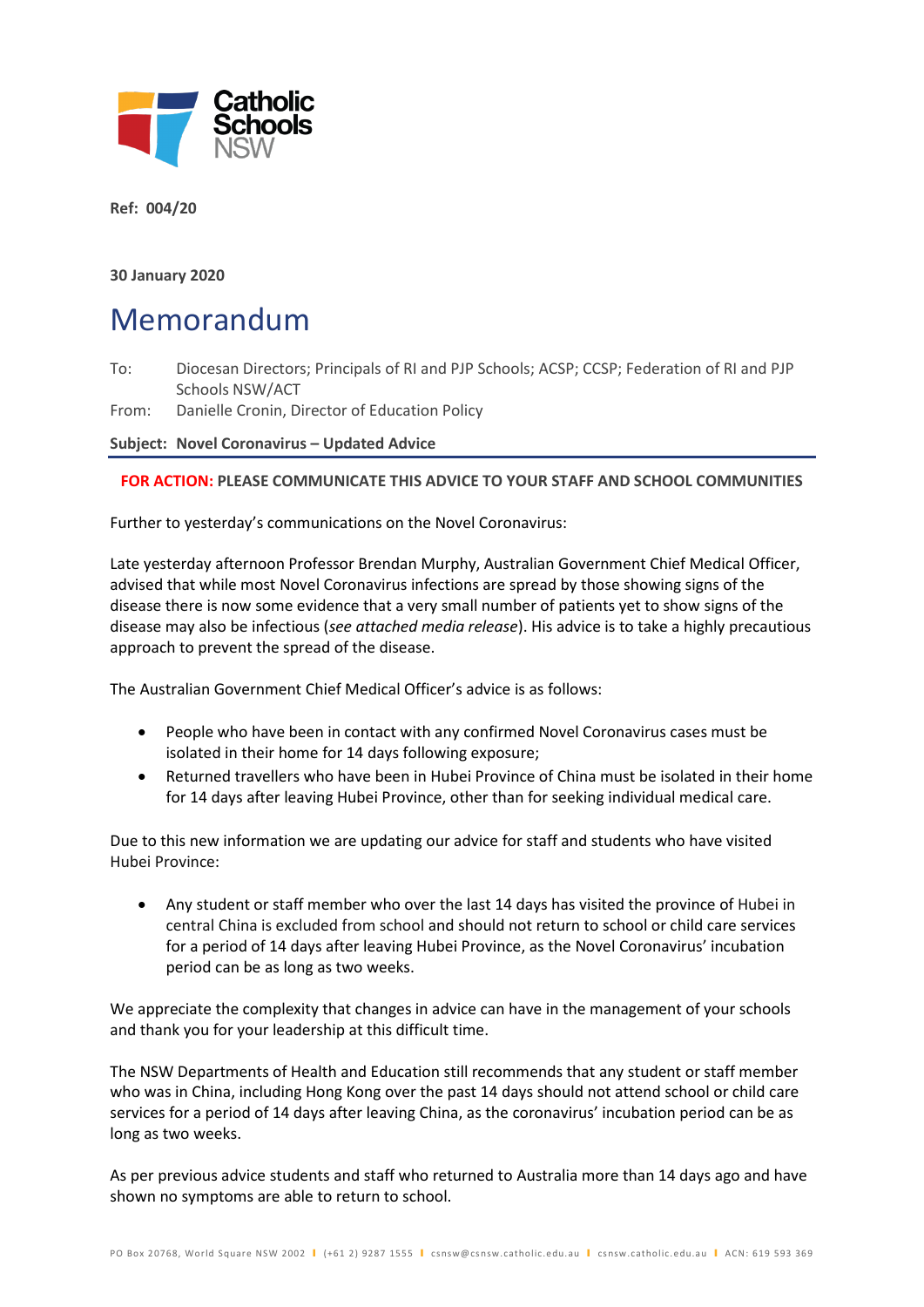Catholic Schools NSW

**Ref: 004/20**

**30 January 2020**

# Memorandum

To: Diocesan Directors; Principals of RI and PJP Schools; ACSP; CCSP; Federation of RI and PJP Schools NSW/ACT

From: Danielle Cronin, Director of Education Policy

**Subject: Novel Coronavirus – Updated Advice**

**FOR ACTION: PLEASE COMMUNICATE THIS ADVICE TO YOUR STAFF AND SCHOOL COMMUNITIES**

Further to yesterday's communications on the Novel Coronavirus:

Late yesterday afternoon Professor Brendan Murphy, Australian Government Chief Medical Officer, advised that while most Novel Coronavirus infections are spread by those showing signs of the disease there is now some evidence that a very small number of patients yet to show signs of the disease may also be infectious (*see attached media release*). His advice is to take a highly precautious approach to prevent the spread of the disease.

The Australian Government Chief Medical Officer's advice is as follows:

- People who have been in contact with any confirmed Novel Coronavirus cases must be isolated in their home for 14 days following exposure;
- Returned travellers who have been in Hubei Province of China must be isolated in their home for 14 days after leaving Hubei Province, other than for seeking individual medical care.

Due to this new information we are updating our advice for staff and students who have visited Hubei Province:

- Any student or staff member who over the last 14 days has visited the province of Hubei in central China is excluded from school and should not return to school or child care services for a period of 14 days after leaving Hubei Province, as the Novel Coronavirus' incubation period can be as long as two weeks.

We appreciate the complexity that changes in advice can have in the management of your schools and thank you for your leadership at this difficult time.

The NSW Departments of Health and Education still recommends that any student or staff member who was in China, including Hong Kong over the past 14 days should not attend school or child care services for a period of 14 days after leaving China, as the coronavirus' incubation period can be as long as two weeks.

As per previous advice students and staff who returned to Australia more than 14 days ago and have shown no symptoms are able to return to school.

PO Box 20768, World Square NSW 2002 | (+61 2) 9287 1555 | csnsw@csnsw.catholic.edu.au | csnsw.catholic.edu.au | ACN: 619 593 369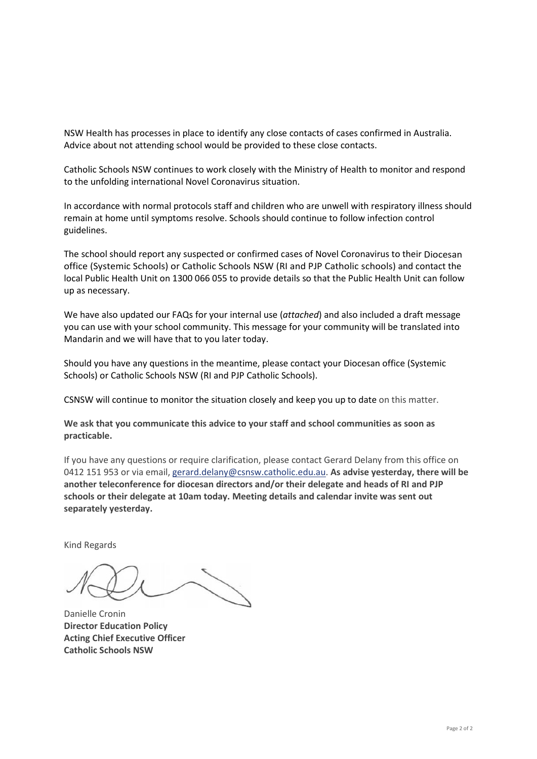NSW Health has processes in place to identify any close contacts of cases confirmed in Australia. Advice about not attending school would be provided to these close contacts.

Catholic Schools NSW continues to work closely with the Ministry of Health to monitor and respond to the unfolding international Novel Coronavirus situation.

In accordance with normal protocols staff and children who are unwell with respiratory illness should remain at home until symptoms resolve. Schools should continue to follow infection control guidelines.

The school should report any suspected or confirmed cases of Novel Coronavirus to their Diocesan office (Systemic Schools) or Catholic Schools NSW (RI and PJP Catholic schools) and contact the local Public Health Unit on 1300 066 055 to provide details so that the Public Health Unit can follow up as necessary.

We have also updated our FAQs for your internal use (*attached*) and also included a draft message you can use with your school community. This message for your community will be translated into Mandarin and we will have that to you later today.

Should you have any questions in the meantime, please contact your Diocesan office (Systemic Schools) or Catholic Schools NSW (RI and PJP Catholic Schools).

CSNSW will continue to monitor the situation closely and keep you up to date on this matter.

**We ask that you communicate this advice to your staff and school communities as soon as practicable.**

If you have any questions or require clarification, please contact Gerard Delany from this office on 0412 151 953 or via email, gerard.delany@csnsw.catholic.edu.au. **As advise yesterday, there will be another teleconference for diocesan directors and/or their delegate and heads of RI and PJP schools or their delegate at 10am today. Meeting details and calendar invite was sent out separately yesterday.**

Kind Regards

Danielle Cronin
**Director Education Policy**
**Acting Chief Executive Officer**
**Catholic Schools NSW**